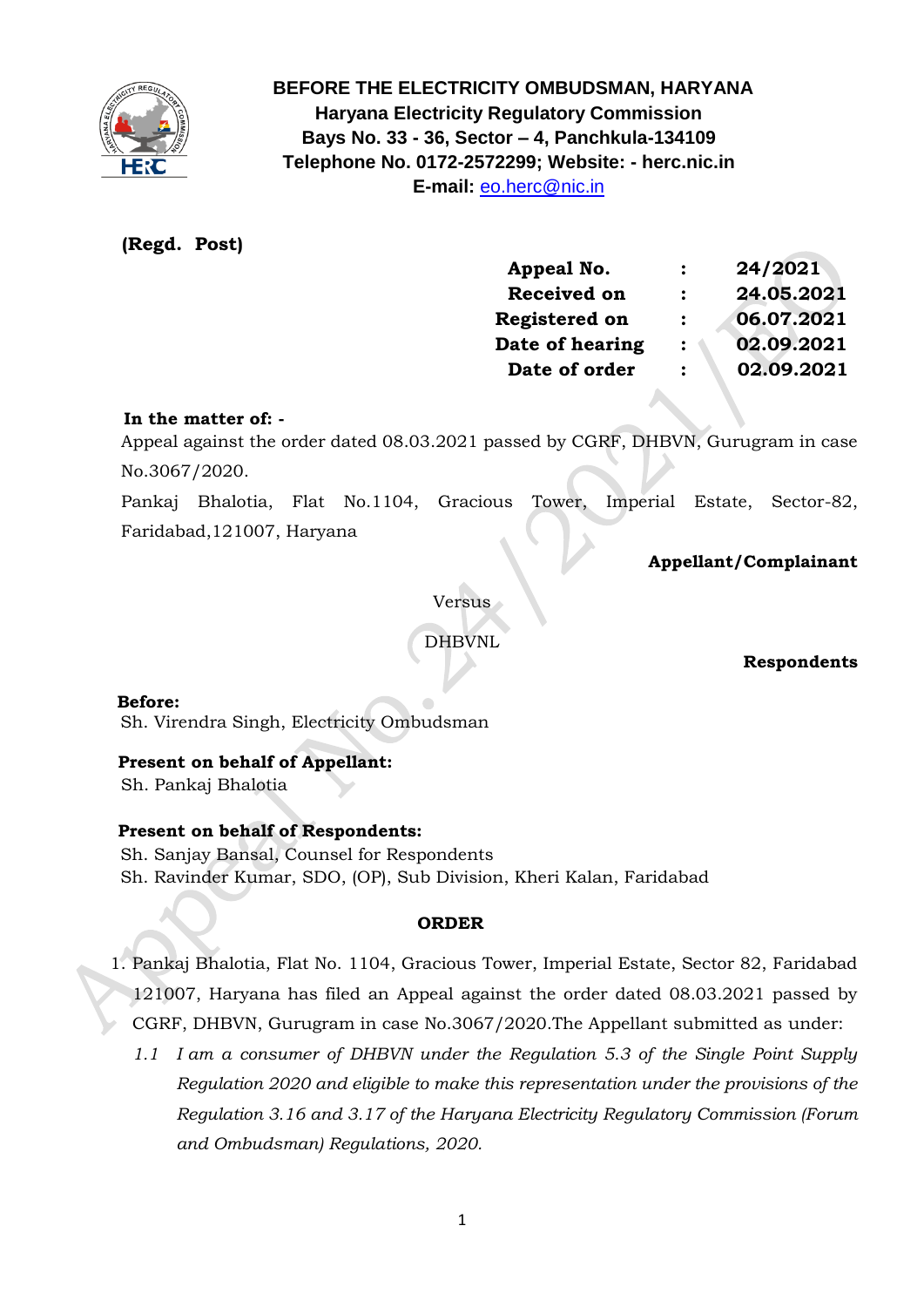**BEFORE THE ELECTRICITY OMBUDSMAN, HARYANA**
**Haryana Electricity Regulatory Commission**
**Bays No. 33 - 36, Sector – 4, Panchkula-134109**
**Telephone No. 0172-2572299; Website: - herc.nic.in**
**E-mail:** eo.herc@nic.in

**(Regd. Post)**

| | | |
|---|---|---|
| **Appeal No.** | **:** | **24/2021** |
| **Received on** | **:** | **24.05.2021** |
| **Registered on** | **:** | **06.07.2021** |
| **Date of hearing** | **:** | **02.09.2021** |
| **Date of order** | **:** | **02.09.2021** |

**In the matter of: -**

Appeal against the order dated 08.03.2021 passed by CGRF, DHBVN, Gurugram in case No.3067/2020.

Pankaj Bhalotia, Flat No.1104, Gracious Tower, Imperial Estate, Sector-82, Faridabad,121007, Haryana

**Appellant/Complainant**

Versus

DHBVNL

**Respondents**

**Before:**
Sh. Virendra Singh, Electricity Ombudsman

**Present on behalf of Appellant:**
Sh. Pankaj Bhalotia

**Present on behalf of Respondents:**
Sh. Sanjay Bansal, Counsel for Respondents
Sh. Ravinder Kumar, SDO, (OP), Sub Division, Kheri Kalan, Faridabad

**ORDER**

1. Pankaj Bhalotia, Flat No. 1104, Gracious Tower, Imperial Estate, Sector 82, Faridabad 121007, Haryana has filed an Appeal against the order dated 08.03.2021 passed by CGRF, DHBVN, Gurugram in case No.3067/2020.The Appellant submitted as under:
   - *1.1 I am a consumer of DHBVN under the Regulation 5.3 of the Single Point Supply Regulation 2020 and eligible to make this representation under the provisions of the Regulation 3.16 and 3.17 of the Haryana Electricity Regulatory Commission (Forum and Ombudsman) Regulations, 2020.*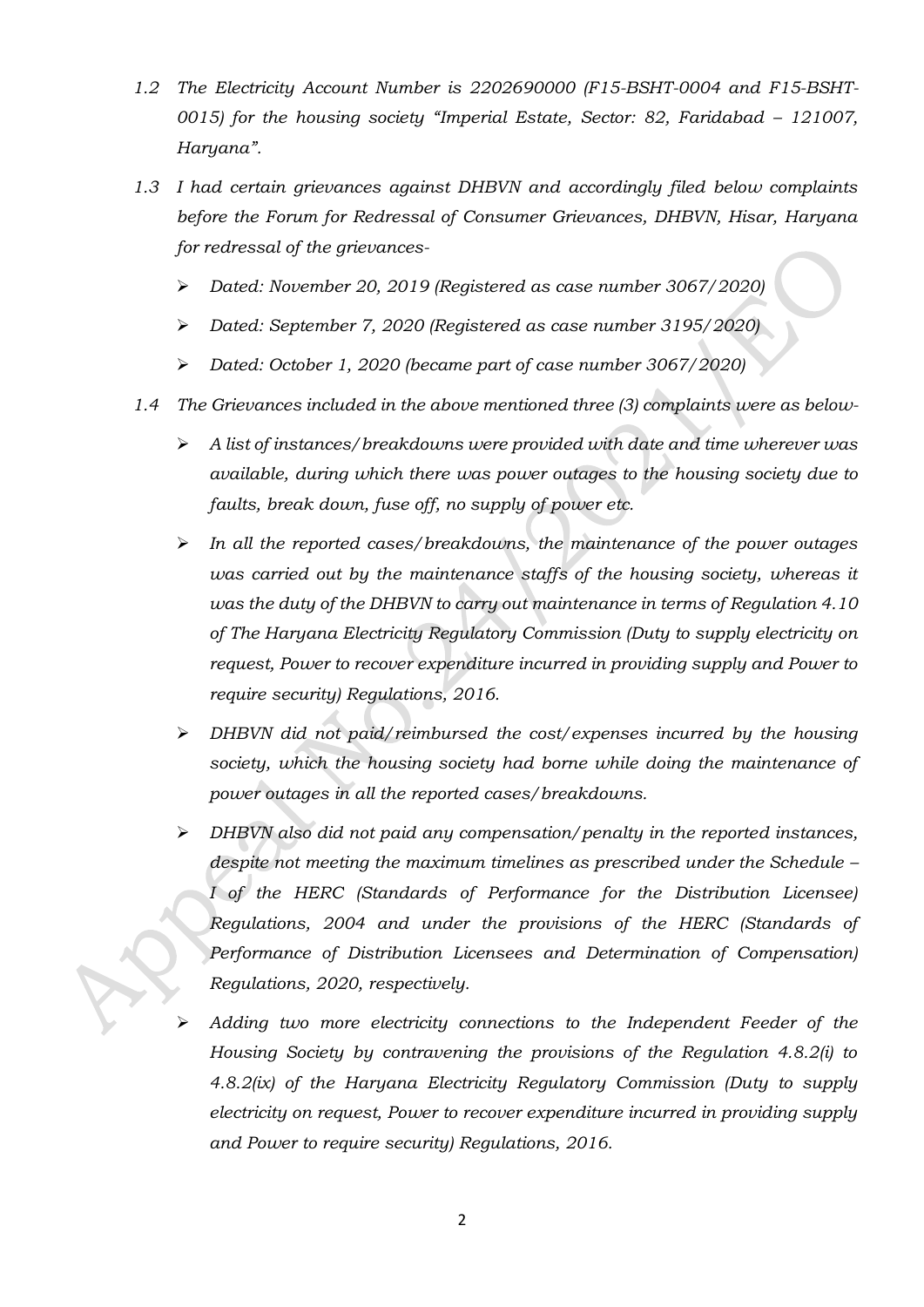*1.2 The Electricity Account Number is 2202690000 (F15-BSHT-0004 and F15-BSHT-0015) for the housing society "Imperial Estate, Sector: 82, Faridabad – 121007, Haryana".*

*1.3 I had certain grievances against DHBVN and accordingly filed below complaints before the Forum for Redressal of Consumer Grievances, DHBVN, Hisar, Haryana for redressal of the grievances-*

- *Dated: November 20, 2019 (Registered as case number 3067/2020)*
- *Dated: September 7, 2020 (Registered as case number 3195/2020)*
- *Dated: October 1, 2020 (became part of case number 3067/2020)*

*1.4 The Grievances included in the above mentioned three (3) complaints were as below-*

- *A list of instances/breakdowns were provided with date and time wherever was available, during which there was power outages to the housing society due to faults, break down, fuse off, no supply of power etc.*
- *In all the reported cases/breakdowns, the maintenance of the power outages was carried out by the maintenance staffs of the housing society, whereas it was the duty of the DHBVN to carry out maintenance in terms of Regulation 4.10 of The Haryana Electricity Regulatory Commission (Duty to supply electricity on request, Power to recover expenditure incurred in providing supply and Power to require security) Regulations, 2016.*
- *DHBVN did not paid/reimbursed the cost/expenses incurred by the housing society, which the housing society had borne while doing the maintenance of power outages in all the reported cases/breakdowns.*
- *DHBVN also did not paid any compensation/penalty in the reported instances, despite not meeting the maximum timelines as prescribed under the Schedule – I of the HERC (Standards of Performance for the Distribution Licensee) Regulations, 2004 and under the provisions of the HERC (Standards of Performance of Distribution Licensees and Determination of Compensation) Regulations, 2020, respectively.*
- *Adding two more electricity connections to the Independent Feeder of the Housing Society by contravening the provisions of the Regulation 4.8.2(i) to 4.8.2(ix) of the Haryana Electricity Regulatory Commission (Duty to supply electricity on request, Power to recover expenditure incurred in providing supply and Power to require security) Regulations, 2016.*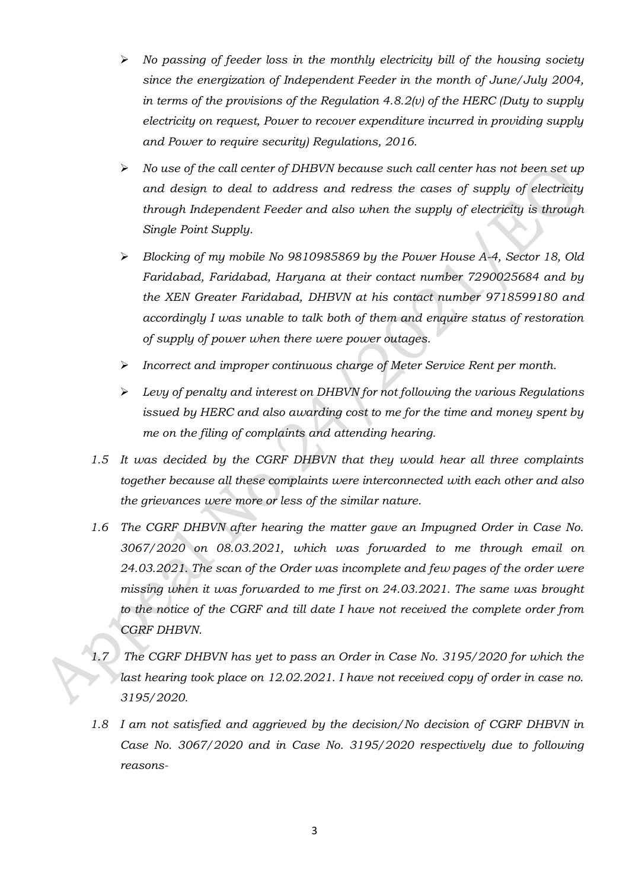- *No passing of feeder loss in the monthly electricity bill of the housing society since the energization of Independent Feeder in the month of June/July 2004, in terms of the provisions of the Regulation 4.8.2(v) of the HERC (Duty to supply electricity on request, Power to recover expenditure incurred in providing supply and Power to require security) Regulations, 2016.*
- *No use of the call center of DHBVN because such call center has not been set up and design to deal to address and redress the cases of supply of electricity through Independent Feeder and also when the supply of electricity is through Single Point Supply.*
- *Blocking of my mobile No 9810985869 by the Power House A-4, Sector 18, Old Faridabad, Faridabad, Haryana at their contact number 7290025684 and by the XEN Greater Faridabad, DHBVN at his contact number 9718599180 and accordingly I was unable to talk both of them and enquire status of restoration of supply of power when there were power outages.*
- *Incorrect and improper continuous charge of Meter Service Rent per month.*
- *Levy of penalty and interest on DHBVN for not following the various Regulations issued by HERC and also awarding cost to me for the time and money spent by me on the filing of complaints and attending hearing.*

*1.5 It was decided by the CGRF DHBVN that they would hear all three complaints together because all these complaints were interconnected with each other and also the grievances were more or less of the similar nature.*

*1.6 The CGRF DHBVN after hearing the matter gave an Impugned Order in Case No. 3067/2020 on 08.03.2021, which was forwarded to me through email on 24.03.2021. The scan of the Order was incomplete and few pages of the order were missing when it was forwarded to me first on 24.03.2021. The same was brought to the notice of the CGRF and till date I have not received the complete order from CGRF DHBVN.*

*1.7 The CGRF DHBVN has yet to pass an Order in Case No. 3195/2020 for which the last hearing took place on 12.02.2021. I have not received copy of order in case no. 3195/2020.*

*1.8 I am not satisfied and aggrieved by the decision/No decision of CGRF DHBVN in Case No. 3067/2020 and in Case No. 3195/2020 respectively due to following reasons-*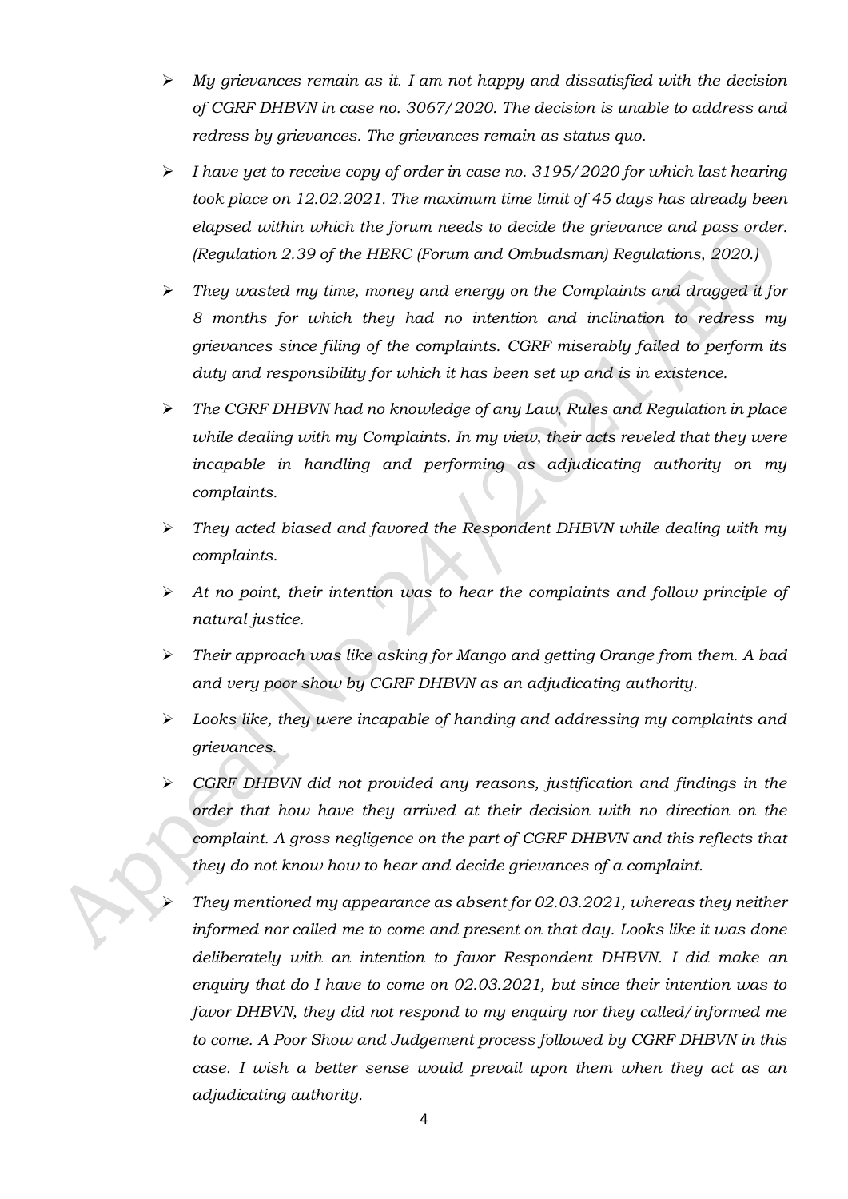- *My grievances remain as it. I am not happy and dissatisfied with the decision of CGRF DHBVN in case no. 3067/2020. The decision is unable to address and redress by grievances. The grievances remain as status quo.*
- *I have yet to receive copy of order in case no. 3195/2020 for which last hearing took place on 12.02.2021. The maximum time limit of 45 days has already been elapsed within which the forum needs to decide the grievance and pass order. (Regulation 2.39 of the HERC (Forum and Ombudsman) Regulations, 2020.)*
- *They wasted my time, money and energy on the Complaints and dragged it for 8 months for which they had no intention and inclination to redress my grievances since filing of the complaints. CGRF miserably failed to perform its duty and responsibility for which it has been set up and is in existence.*
- *The CGRF DHBVN had no knowledge of any Law, Rules and Regulation in place while dealing with my Complaints. In my view, their acts reveled that they were incapable in handling and performing as adjudicating authority on my complaints.*
- *They acted biased and favored the Respondent DHBVN while dealing with my complaints.*
- *At no point, their intention was to hear the complaints and follow principle of natural justice.*
- *Their approach was like asking for Mango and getting Orange from them. A bad and very poor show by CGRF DHBVN as an adjudicating authority.*
- *Looks like, they were incapable of handing and addressing my complaints and grievances.*
- *CGRF DHBVN did not provided any reasons, justification and findings in the order that how have they arrived at their decision with no direction on the complaint. A gross negligence on the part of CGRF DHBVN and this reflects that they do not know how to hear and decide grievances of a complaint.*
- *They mentioned my appearance as absent for 02.03.2021, whereas they neither informed nor called me to come and present on that day. Looks like it was done deliberately with an intention to favor Respondent DHBVN. I did make an enquiry that do I have to come on 02.03.2021, but since their intention was to favor DHBVN, they did not respond to my enquiry nor they called/informed me to come. A Poor Show and Judgement process followed by CGRF DHBVN in this case. I wish a better sense would prevail upon them when they act as an adjudicating authority.*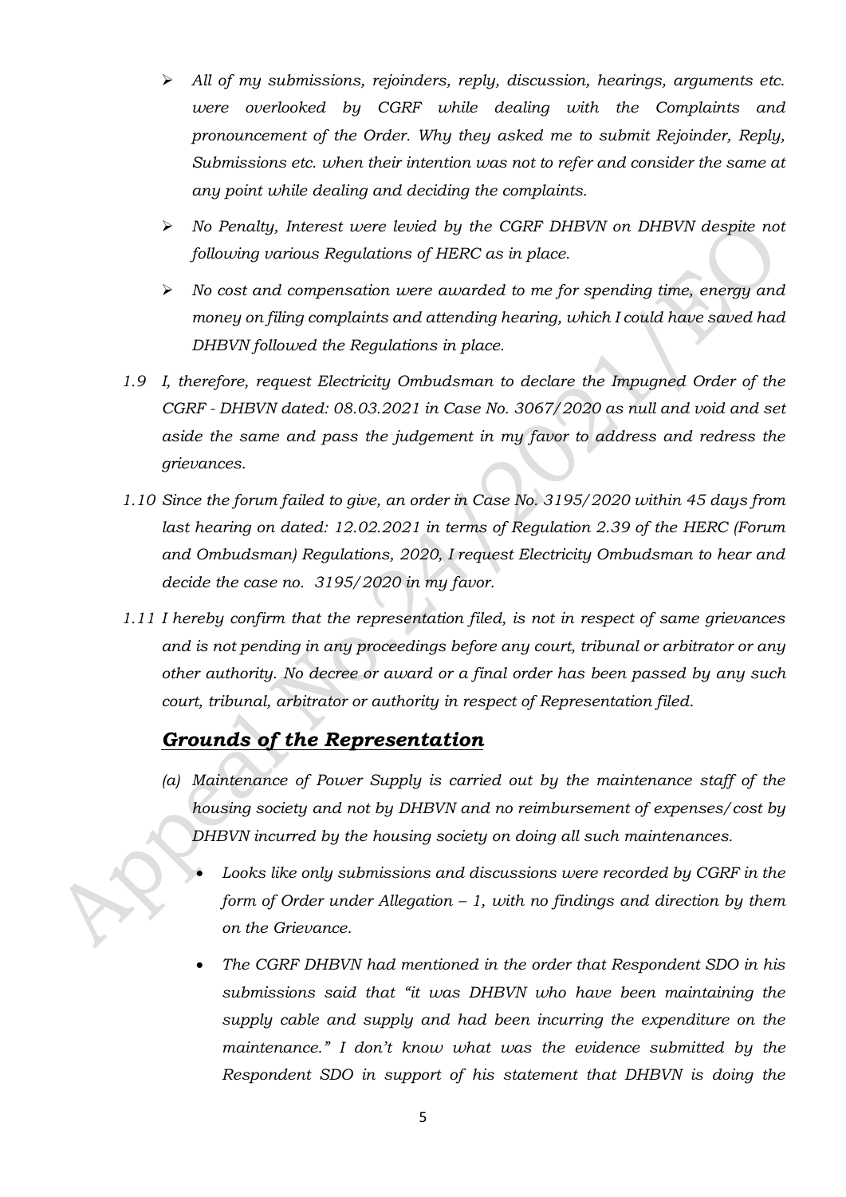- *All of my submissions, rejoinders, reply, discussion, hearings, arguments etc. were overlooked by CGRF while dealing with the Complaints and pronouncement of the Order. Why they asked me to submit Rejoinder, Reply, Submissions etc. when their intention was not to refer and consider the same at any point while dealing and deciding the complaints.*
- *No Penalty, Interest were levied by the CGRF DHBVN on DHBVN despite not following various Regulations of HERC as in place.*
- *No cost and compensation were awarded to me for spending time, energy and money on filing complaints and attending hearing, which I could have saved had DHBVN followed the Regulations in place.*

*1.9 I, therefore, request Electricity Ombudsman to declare the Impugned Order of the CGRF - DHBVN dated: 08.03.2021 in Case No. 3067/2020 as null and void and set aside the same and pass the judgement in my favor to address and redress the grievances.*

*1.10 Since the forum failed to give, an order in Case No. 3195/2020 within 45 days from last hearing on dated: 12.02.2021 in terms of Regulation 2.39 of the HERC (Forum and Ombudsman) Regulations, 2020, I request Electricity Ombudsman to hear and decide the case no. 3195/2020 in my favor.*

*1.11 I hereby confirm that the representation filed, is not in respect of same grievances and is not pending in any proceedings before any court, tribunal or arbitrator or any other authority. No decree or award or a final order has been passed by any such court, tribunal, arbitrator or authority in respect of Representation filed.*

## ***Grounds of the Representation***

*(a) Maintenance of Power Supply is carried out by the maintenance staff of the housing society and not by DHBVN and no reimbursement of expenses/cost by DHBVN incurred by the housing society on doing all such maintenances.*

- *Looks like only submissions and discussions were recorded by CGRF in the form of Order under Allegation – 1, with no findings and direction by them on the Grievance.*
- *The CGRF DHBVN had mentioned in the order that Respondent SDO in his submissions said that "it was DHBVN who have been maintaining the supply cable and supply and had been incurring the expenditure on the maintenance." I don't know what was the evidence submitted by the Respondent SDO in support of his statement that DHBVN is doing the*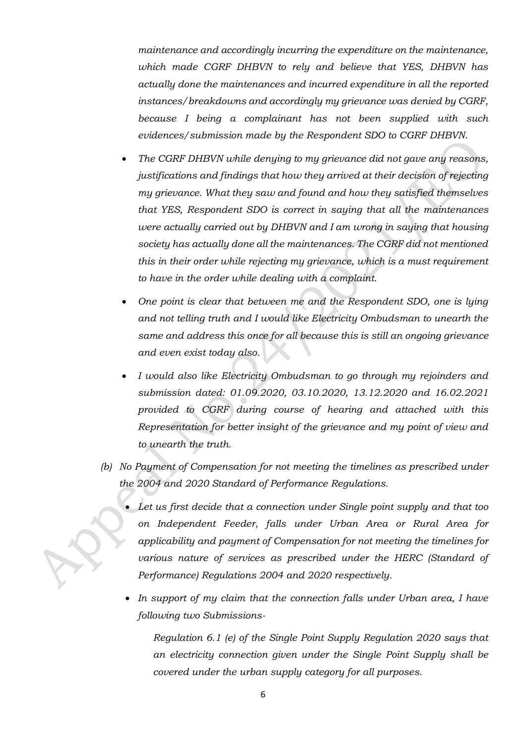*maintenance and accordingly incurring the expenditure on the maintenance, which made CGRF DHBVN to rely and believe that YES, DHBVN has actually done the maintenances and incurred expenditure in all the reported instances/breakdowns and accordingly my grievance was denied by CGRF, because I being a complainant has not been supplied with such evidences/submission made by the Respondent SDO to CGRF DHBVN.*

- *The CGRF DHBVN while denying to my grievance did not gave any reasons, justifications and findings that how they arrived at their decision of rejecting my grievance. What they saw and found and how they satisfied themselves that YES, Respondent SDO is correct in saying that all the maintenances were actually carried out by DHBVN and I am wrong in saying that housing society has actually done all the maintenances. The CGRF did not mentioned this in their order while rejecting my grievance, which is a must requirement to have in the order while dealing with a complaint.*

- *One point is clear that between me and the Respondent SDO, one is lying and not telling truth and I would like Electricity Ombudsman to unearth the same and address this once for all because this is still an ongoing grievance and even exist today also.*

- *I would also like Electricity Ombudsman to go through my rejoinders and submission dated: 01.09.2020, 03.10.2020, 13.12.2020 and 16.02.2021 provided to CGRF during course of hearing and attached with this Representation for better insight of the grievance and my point of view and to unearth the truth.*

*(b) No Payment of Compensation for not meeting the timelines as prescribed under the 2004 and 2020 Standard of Performance Regulations.*

- *Let us first decide that a connection under Single point supply and that too on Independent Feeder, falls under Urban Area or Rural Area for applicability and payment of Compensation for not meeting the timelines for various nature of services as prescribed under the HERC (Standard of Performance) Regulations 2004 and 2020 respectively.*

- *In support of my claim that the connection falls under Urban area, I have following two Submissions-*

  *Regulation 6.1 (e) of the Single Point Supply Regulation 2020 says that an electricity connection given under the Single Point Supply shall be covered under the urban supply category for all purposes.*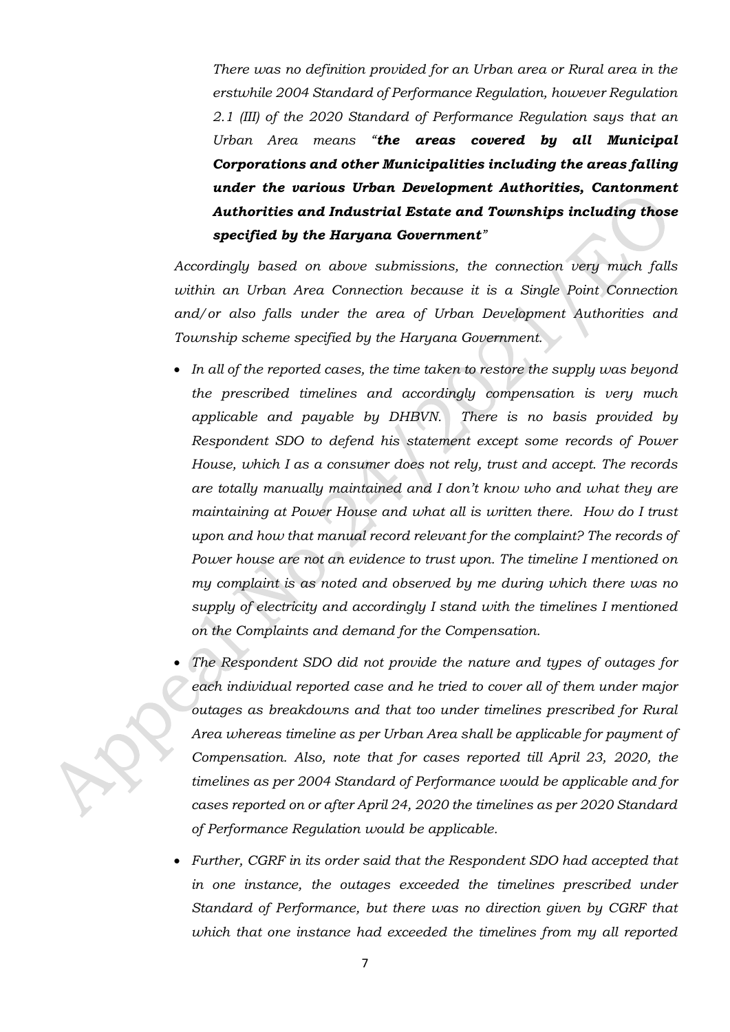*There was no definition provided for an Urban area or Rural area in the erstwhile 2004 Standard of Performance Regulation, however Regulation 2.1 (III) of the 2020 Standard of Performance Regulation says that an Urban Area means "**the areas covered by all Municipal Corporations and other Municipalities including the areas falling under the various Urban Development Authorities, Cantonment Authorities and Industrial Estate and Townships including those specified by the Haryana Government**"*

*Accordingly based on above submissions, the connection very much falls within an Urban Area Connection because it is a Single Point Connection and/or also falls under the area of Urban Development Authorities and Township scheme specified by the Haryana Government.*

- *In all of the reported cases, the time taken to restore the supply was beyond the prescribed timelines and accordingly compensation is very much applicable and payable by DHBVN. There is no basis provided by Respondent SDO to defend his statement except some records of Power House, which I as a consumer does not rely, trust and accept. The records are totally manually maintained and I don't know who and what they are maintaining at Power House and what all is written there. How do I trust upon and how that manual record relevant for the complaint? The records of Power house are not an evidence to trust upon. The timeline I mentioned on my complaint is as noted and observed by me during which there was no supply of electricity and accordingly I stand with the timelines I mentioned on the Complaints and demand for the Compensation.*
- *The Respondent SDO did not provide the nature and types of outages for each individual reported case and he tried to cover all of them under major outages as breakdowns and that too under timelines prescribed for Rural Area whereas timeline as per Urban Area shall be applicable for payment of Compensation. Also, note that for cases reported till April 23, 2020, the timelines as per 2004 Standard of Performance would be applicable and for cases reported on or after April 24, 2020 the timelines as per 2020 Standard of Performance Regulation would be applicable.*
- *Further, CGRF in its order said that the Respondent SDO had accepted that in one instance, the outages exceeded the timelines prescribed under Standard of Performance, but there was no direction given by CGRF that which that one instance had exceeded the timelines from my all reported*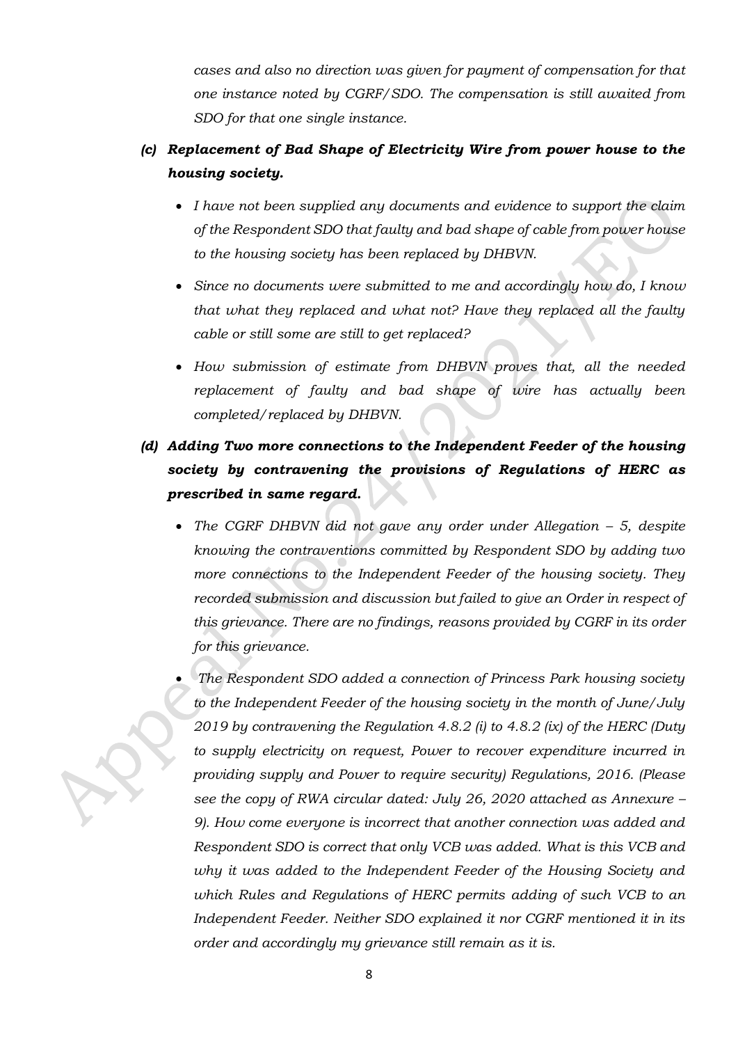*cases and also no direction was given for payment of compensation for that one instance noted by CGRF/SDO. The compensation is still awaited from SDO for that one single instance.*

***(c) Replacement of Bad Shape of Electricity Wire from power house to the housing society.***

- *I have not been supplied any documents and evidence to support the claim of the Respondent SDO that faulty and bad shape of cable from power house to the housing society has been replaced by DHBVN.*
- *Since no documents were submitted to me and accordingly how do, I know that what they replaced and what not? Have they replaced all the faulty cable or still some are still to get replaced?*
- *How submission of estimate from DHBVN proves that, all the needed replacement of faulty and bad shape of wire has actually been completed/replaced by DHBVN.*

***(d) Adding Two more connections to the Independent Feeder of the housing society by contravening the provisions of Regulations of HERC as prescribed in same regard.***

- *The CGRF DHBVN did not gave any order under Allegation – 5, despite knowing the contraventions committed by Respondent SDO by adding two more connections to the Independent Feeder of the housing society. They recorded submission and discussion but failed to give an Order in respect of this grievance. There are no findings, reasons provided by CGRF in its order for this grievance.*
- *The Respondent SDO added a connection of Princess Park housing society to the Independent Feeder of the housing society in the month of June/July 2019 by contravening the Regulation 4.8.2 (i) to 4.8.2 (ix) of the HERC (Duty to supply electricity on request, Power to recover expenditure incurred in providing supply and Power to require security) Regulations, 2016. (Please see the copy of RWA circular dated: July 26, 2020 attached as Annexure – 9). How come everyone is incorrect that another connection was added and Respondent SDO is correct that only VCB was added. What is this VCB and why it was added to the Independent Feeder of the Housing Society and which Rules and Regulations of HERC permits adding of such VCB to an Independent Feeder. Neither SDO explained it nor CGRF mentioned it in its order and accordingly my grievance still remain as it is.*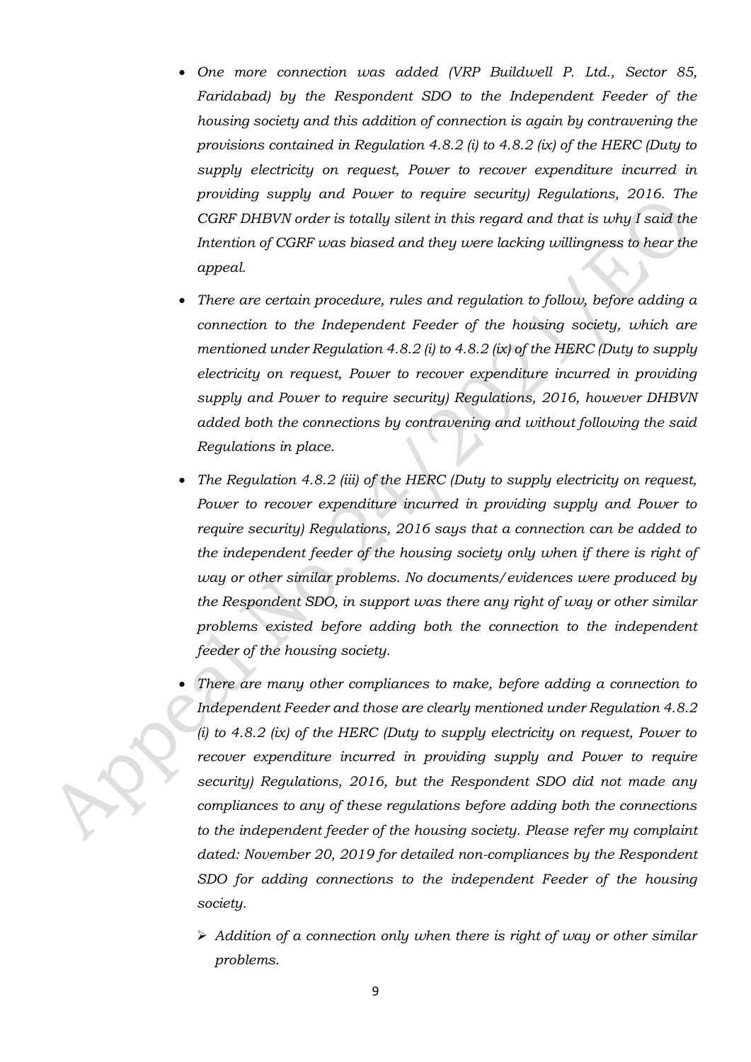- *One more connection was added (VRP Buildwell P. Ltd., Sector 85, Faridabad) by the Respondent SDO to the Independent Feeder of the housing society and this addition of connection is again by contravening the provisions contained in Regulation 4.8.2 (i) to 4.8.2 (ix) of the HERC (Duty to supply electricity on request, Power to recover expenditure incurred in providing supply and Power to require security) Regulations, 2016. The CGRF DHBVN order is totally silent in this regard and that is why I said the Intention of CGRF was biased and they were lacking willingness to hear the appeal.*

- *There are certain procedure, rules and regulation to follow, before adding a connection to the Independent Feeder of the housing society, which are mentioned under Regulation 4.8.2 (i) to 4.8.2 (ix) of the HERC (Duty to supply electricity on request, Power to recover expenditure incurred in providing supply and Power to require security) Regulations, 2016, however DHBVN added both the connections by contravening and without following the said Regulations in place.*

- *The Regulation 4.8.2 (iii) of the HERC (Duty to supply electricity on request, Power to recover expenditure incurred in providing supply and Power to require security) Regulations, 2016 says that a connection can be added to the independent feeder of the housing society only when if there is right of way or other similar problems. No documents/evidences were produced by the Respondent SDO, in support was there any right of way or other similar problems existed before adding both the connection to the independent feeder of the housing society.*

- *There are many other compliances to make, before adding a connection to Independent Feeder and those are clearly mentioned under Regulation 4.8.2 (i) to 4.8.2 (ix) of the HERC (Duty to supply electricity on request, Power to recover expenditure incurred in providing supply and Power to require security) Regulations, 2016, but the Respondent SDO did not made any compliances to any of these regulations before adding both the connections to the independent feeder of the housing society. Please refer my complaint dated: November 20, 2019 for detailed non-compliances by the Respondent SDO for adding connections to the independent Feeder of the housing society.*

  - *Addition of a connection only when there is right of way or other similar problems.*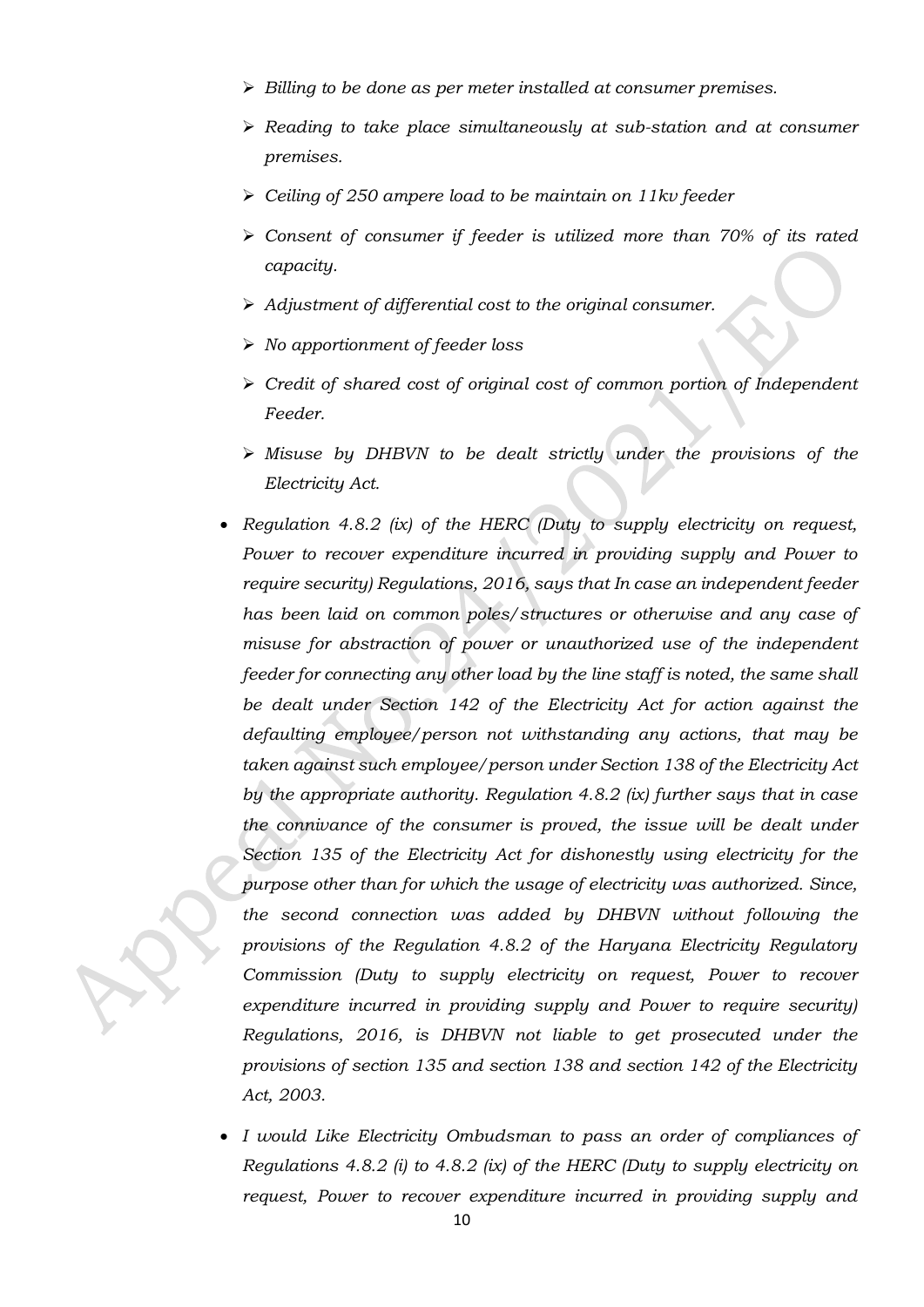- *Billing to be done as per meter installed at consumer premises.*
- *Reading to take place simultaneously at sub-station and at consumer premises.*
- *Ceiling of 250 ampere load to be maintain on 11kv feeder*
- *Consent of consumer if feeder is utilized more than 70% of its rated capacity.*
- *Adjustment of differential cost to the original consumer.*
- *No apportionment of feeder loss*
- *Credit of shared cost of original cost of common portion of Independent Feeder.*
- *Misuse by DHBVN to be dealt strictly under the provisions of the Electricity Act.*

- *Regulation 4.8.2 (ix) of the HERC (Duty to supply electricity on request, Power to recover expenditure incurred in providing supply and Power to require security) Regulations, 2016, says that In case an independent feeder has been laid on common poles/structures or otherwise and any case of misuse for abstraction of power or unauthorized use of the independent feeder for connecting any other load by the line staff is noted, the same shall be dealt under Section 142 of the Electricity Act for action against the defaulting employee/person not withstanding any actions, that may be taken against such employee/person under Section 138 of the Electricity Act by the appropriate authority. Regulation 4.8.2 (ix) further says that in case the connivance of the consumer is proved, the issue will be dealt under Section 135 of the Electricity Act for dishonestly using electricity for the purpose other than for which the usage of electricity was authorized. Since, the second connection was added by DHBVN without following the provisions of the Regulation 4.8.2 of the Haryana Electricity Regulatory Commission (Duty to supply electricity on request, Power to recover expenditure incurred in providing supply and Power to require security) Regulations, 2016, is DHBVN not liable to get prosecuted under the provisions of section 135 and section 138 and section 142 of the Electricity Act, 2003.*
- *I would Like Electricity Ombudsman to pass an order of compliances of Regulations 4.8.2 (i) to 4.8.2 (ix) of the HERC (Duty to supply electricity on request, Power to recover expenditure incurred in providing supply and*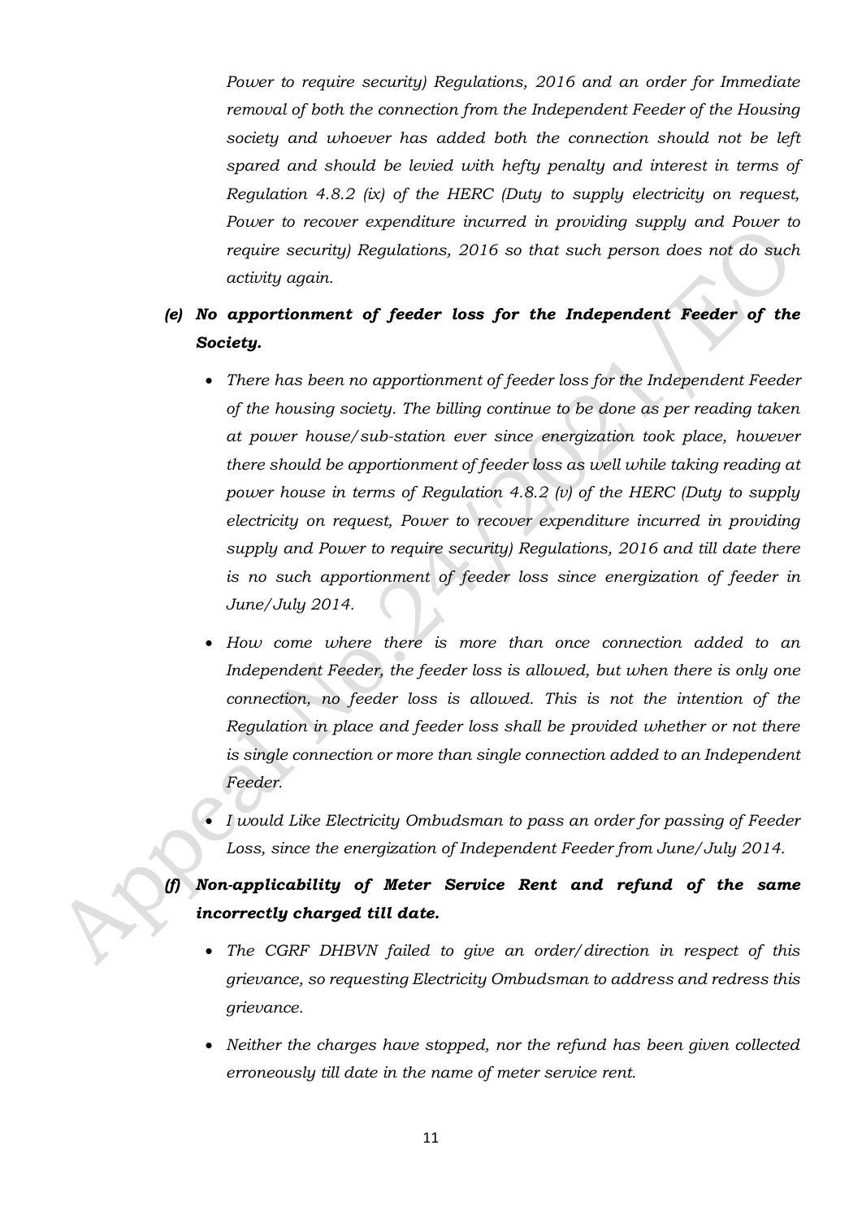*Power to require security) Regulations, 2016 and an order for Immediate removal of both the connection from the Independent Feeder of the Housing society and whoever has added both the connection should not be left spared and should be levied with hefty penalty and interest in terms of Regulation 4.8.2 (ix) of the HERC (Duty to supply electricity on request, Power to recover expenditure incurred in providing supply and Power to require security) Regulations, 2016 so that such person does not do such activity again.*

***(e) No apportionment of feeder loss for the Independent Feeder of the Society.***

- *There has been no apportionment of feeder loss for the Independent Feeder of the housing society. The billing continue to be done as per reading taken at power house/sub-station ever since energization took place, however there should be apportionment of feeder loss as well while taking reading at power house in terms of Regulation 4.8.2 (v) of the HERC (Duty to supply electricity on request, Power to recover expenditure incurred in providing supply and Power to require security) Regulations, 2016 and till date there is no such apportionment of feeder loss since energization of feeder in June/July 2014.*
- *How come where there is more than once connection added to an Independent Feeder, the feeder loss is allowed, but when there is only one connection, no feeder loss is allowed. This is not the intention of the Regulation in place and feeder loss shall be provided whether or not there is single connection or more than single connection added to an Independent Feeder.*
- *I would Like Electricity Ombudsman to pass an order for passing of Feeder Loss, since the energization of Independent Feeder from June/July 2014.*

***(f) Non-applicability of Meter Service Rent and refund of the same incorrectly charged till date.***

- *The CGRF DHBVN failed to give an order/direction in respect of this grievance, so requesting Electricity Ombudsman to address and redress this grievance.*
- *Neither the charges have stopped, nor the refund has been given collected erroneously till date in the name of meter service rent.*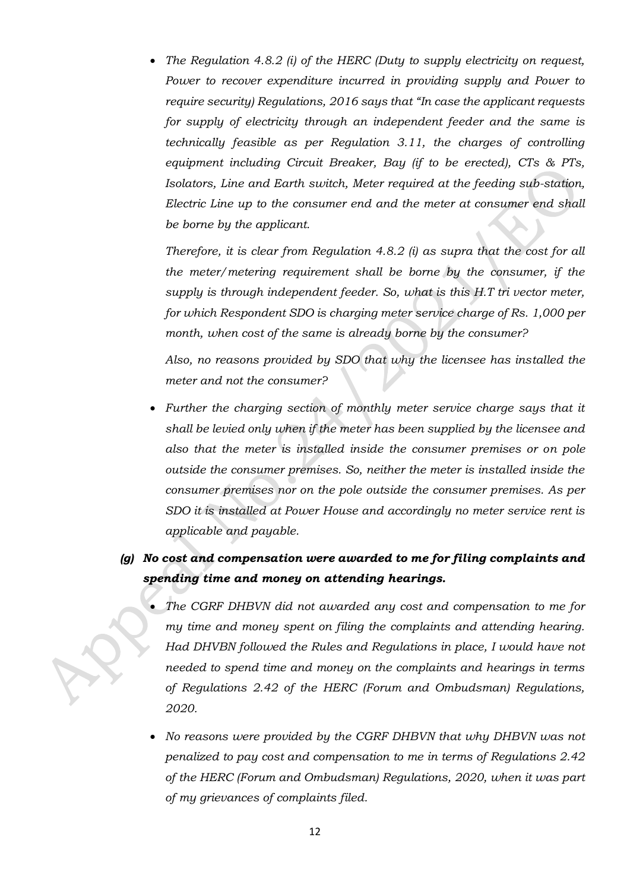- *The Regulation 4.8.2 (i) of the HERC (Duty to supply electricity on request, Power to recover expenditure incurred in providing supply and Power to require security) Regulations, 2016 says that "In case the applicant requests for supply of electricity through an independent feeder and the same is technically feasible as per Regulation 3.11, the charges of controlling equipment including Circuit Breaker, Bay (if to be erected), CTs & PTs, Isolators, Line and Earth switch, Meter required at the feeding sub-station, Electric Line up to the consumer end and the meter at consumer end shall be borne by the applicant.*

  *Therefore, it is clear from Regulation 4.8.2 (i) as supra that the cost for all the meter/metering requirement shall be borne by the consumer, if the supply is through independent feeder. So, what is this H.T tri vector meter, for which Respondent SDO is charging meter service charge of Rs. 1,000 per month, when cost of the same is already borne by the consumer?*

  *Also, no reasons provided by SDO that why the licensee has installed the meter and not the consumer?*

- *Further the charging section of monthly meter service charge says that it shall be levied only when if the meter has been supplied by the licensee and also that the meter is installed inside the consumer premises or on pole outside the consumer premises. So, neither the meter is installed inside the consumer premises nor on the pole outside the consumer premises. As per SDO it is installed at Power House and accordingly no meter service rent is applicable and payable.*

### *(g) No cost and compensation were awarded to me for filing complaints and spending time and money on attending hearings.*

- *The CGRF DHBVN did not awarded any cost and compensation to me for my time and money spent on filing the complaints and attending hearing. Had DHVBN followed the Rules and Regulations in place, I would have not needed to spend time and money on the complaints and hearings in terms of Regulations 2.42 of the HERC (Forum and Ombudsman) Regulations, 2020.*

- *No reasons were provided by the CGRF DHBVN that why DHBVN was not penalized to pay cost and compensation to me in terms of Regulations 2.42 of the HERC (Forum and Ombudsman) Regulations, 2020, when it was part of my grievances of complaints filed.*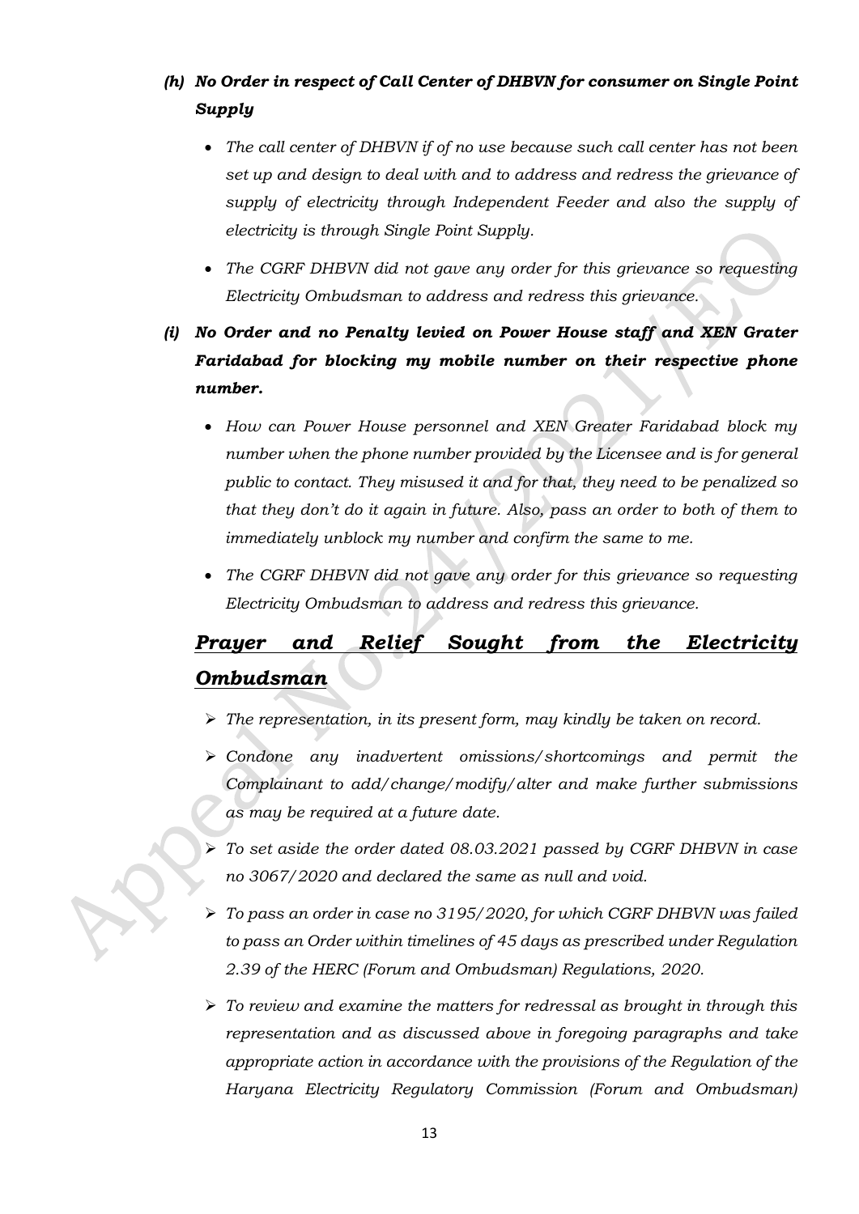***(h) No Order in respect of Call Center of DHBVN for consumer on Single Point Supply***

- *The call center of DHBVN if of no use because such call center has not been set up and design to deal with and to address and redress the grievance of supply of electricity through Independent Feeder and also the supply of electricity is through Single Point Supply.*
- *The CGRF DHBVN did not gave any order for this grievance so requesting Electricity Ombudsman to address and redress this grievance.*

***(i) No Order and no Penalty levied on Power House staff and XEN Grater Faridabad for blocking my mobile number on their respective phone number.***

- *How can Power House personnel and XEN Greater Faridabad block my number when the phone number provided by the Licensee and is for general public to contact. They misused it and for that, they need to be penalized so that they don't do it again in future. Also, pass an order to both of them to immediately unblock my number and confirm the same to me.*
- *The CGRF DHBVN did not gave any order for this grievance so requesting Electricity Ombudsman to address and redress this grievance.*

## ***Prayer and Relief Sought from the Electricity Ombudsman***

- *The representation, in its present form, may kindly be taken on record.*
- *Condone any inadvertent omissions/shortcomings and permit the Complainant to add/change/modify/alter and make further submissions as may be required at a future date.*
- *To set aside the order dated 08.03.2021 passed by CGRF DHBVN in case no 3067/2020 and declared the same as null and void.*
- *To pass an order in case no 3195/2020, for which CGRF DHBVN was failed to pass an Order within timelines of 45 days as prescribed under Regulation 2.39 of the HERC (Forum and Ombudsman) Regulations, 2020.*
- *To review and examine the matters for redressal as brought in through this representation and as discussed above in foregoing paragraphs and take appropriate action in accordance with the provisions of the Regulation of the Haryana Electricity Regulatory Commission (Forum and Ombudsman)*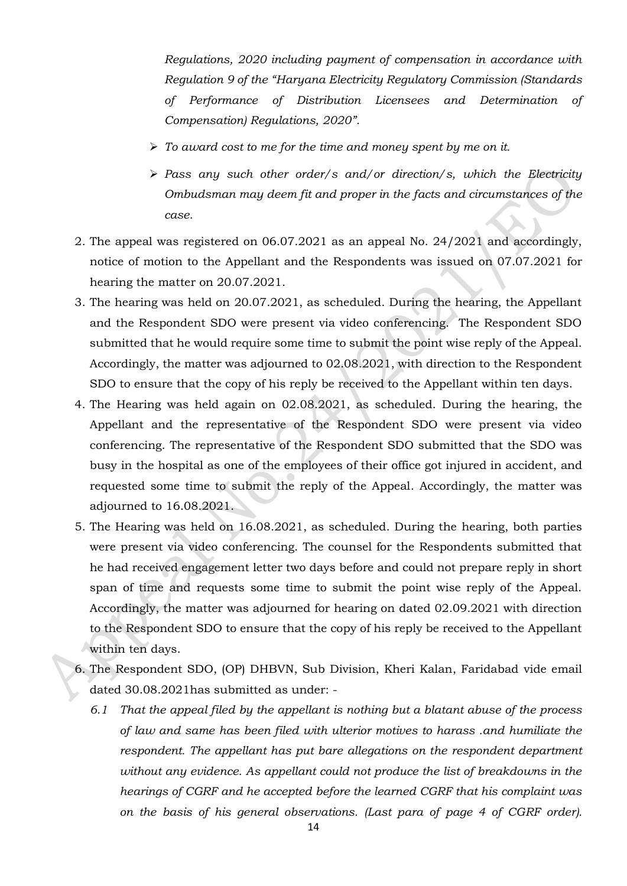*Regulations, 2020 including payment of compensation in accordance with Regulation 9 of the "Haryana Electricity Regulatory Commission (Standards of Performance of Distribution Licensees and Determination of Compensation) Regulations, 2020".*

- *To award cost to me for the time and money spent by me on it.*
- *Pass any such other order/s and/or direction/s, which the Electricity Ombudsman may deem fit and proper in the facts and circumstances of the case.*

2. The appeal was registered on 06.07.2021 as an appeal No. 24/2021 and accordingly, notice of motion to the Appellant and the Respondents was issued on 07.07.2021 for hearing the matter on 20.07.2021.
3. The hearing was held on 20.07.2021, as scheduled. During the hearing, the Appellant and the Respondent SDO were present via video conferencing. The Respondent SDO submitted that he would require some time to submit the point wise reply of the Appeal. Accordingly, the matter was adjourned to 02.08.2021, with direction to the Respondent SDO to ensure that the copy of his reply be received to the Appellant within ten days.
4. The Hearing was held again on 02.08.2021, as scheduled. During the hearing, the Appellant and the representative of the Respondent SDO were present via video conferencing. The representative of the Respondent SDO submitted that the SDO was busy in the hospital as one of the employees of their office got injured in accident, and requested some time to submit the reply of the Appeal. Accordingly, the matter was adjourned to 16.08.2021.
5. The Hearing was held on 16.08.2021, as scheduled. During the hearing, both parties were present via video conferencing. The counsel for the Respondents submitted that he had received engagement letter two days before and could not prepare reply in short span of time and requests some time to submit the point wise reply of the Appeal. Accordingly, the matter was adjourned for hearing on dated 02.09.2021 with direction to the Respondent SDO to ensure that the copy of his reply be received to the Appellant within ten days.
6. The Respondent SDO, (OP) DHBVN, Sub Division, Kheri Kalan, Faridabad vide email dated 30.08.2021has submitted as under: -

   6.1 *That the appeal filed by the appellant is nothing but a blatant abuse of the process of law and same has been filed with ulterior motives to harass .and humiliate the respondent. The appellant has put bare allegations on the respondent department without any evidence. As appellant could not produce the list of breakdowns in the hearings of CGRF and he accepted before the learned CGRF that his complaint was on the basis of his general observations. (Last para of page 4 of CGRF order).*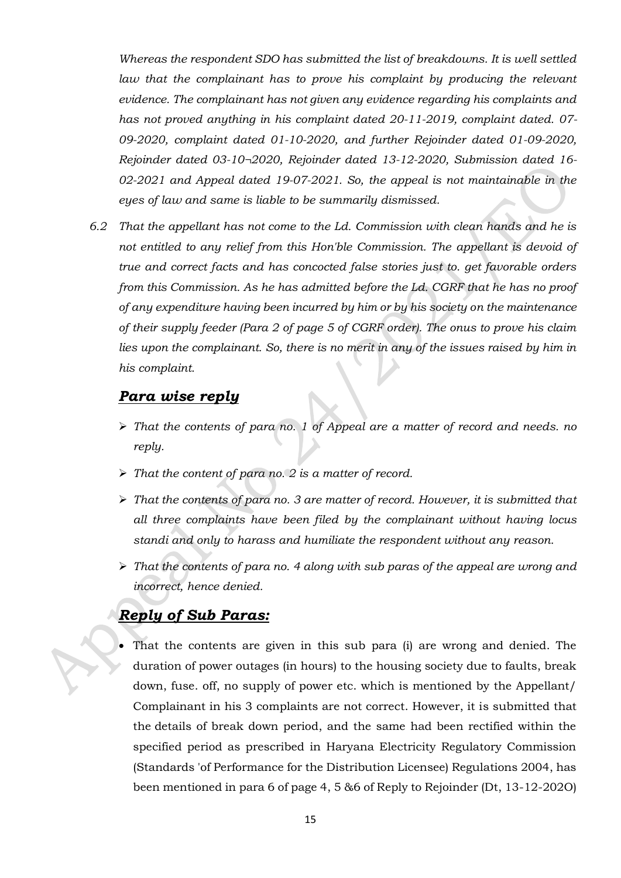*Whereas the respondent SDO has submitted the list of breakdowns. It is well settled law that the complainant has to prove his complaint by producing the relevant evidence. The complainant has not given any evidence regarding his complaints and has not proved anything in his complaint dated 20-11-2019, complaint dated. 07-09-2020, complaint dated 01-10-2020, and further Rejoinder dated 01-09-2020, Rejoinder dated 03-10¬2020, Rejoinder dated 13-12-2020, Submission dated 16-02-2021 and Appeal dated 19-07-2021. So, the appeal is not maintainable in the eyes of law and same is liable to be summarily dismissed.*

*6.2 That the appellant has not come to the Ld. Commission with clean hands and he is not entitled to any relief from this Hon'ble Commission. The appellant is devoid of true and correct facts and has concocted false stories just to. get favorable orders from this Commission. As he has admitted before the Ld. CGRF that he has no proof of any expenditure having been incurred by him or by his society on the maintenance of their supply feeder (Para 2 of page 5 of CGRF order). The onus to prove his claim lies upon the complainant. So, there is no merit in any of the issues raised by him in his complaint.*

## ***Para wise reply***

- *That the contents of para no. 1 of Appeal are a matter of record and needs. no reply.*
- *That the content of para no. 2 is a matter of record.*
- *That the contents of para no. 3 are matter of record. However, it is submitted that all three complaints have been filed by the complainant without having locus standi and only to harass and humiliate the respondent without any reason.*
- *That the contents of para no. 4 along with sub paras of the appeal are wrong and incorrect, hence denied.*

## ***Reply of Sub Paras:***

- That the contents are given in this sub para (i) are wrong and denied. The duration of power outages (in hours) to the housing society due to faults, break down, fuse. off, no supply of power etc. which is mentioned by the Appellant/ Complainant in his 3 complaints are not correct. However, it is submitted that the details of break down period, and the same had been rectified within the specified period as prescribed in Haryana Electricity Regulatory Commission (Standards 'of Performance for the Distribution Licensee) Regulations 2004, has been mentioned in para 6 of page 4, 5 &6 of Reply to Rejoinder (Dt, 13-12-202O)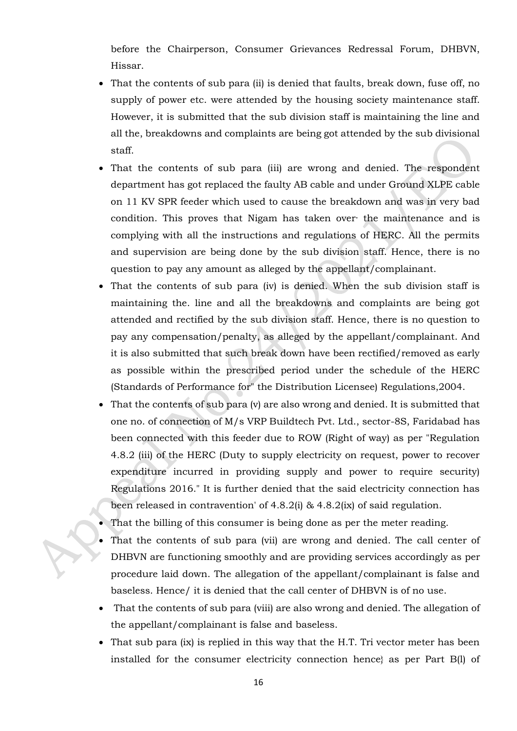before the Chairperson, Consumer Grievances Redressal Forum, DHBVN, Hissar.

- That the contents of sub para (ii) is denied that faults, break down, fuse off, no supply of power etc. were attended by the housing society maintenance staff. However, it is submitted that the sub division staff is maintaining the line and all the, breakdowns and complaints are being got attended by the sub divisional staff.
- That the contents of sub para (iii) are wrong and denied. The respondent department has got replaced the faulty AB cable and under Ground XLPE cable on 11 KV SPR feeder which used to cause the breakdown and was in very bad condition. This proves that Nigam has taken over· the maintenance and is complying with all the instructions and regulations of HERC. All the permits and supervision are being done by the sub division staff. Hence, there is no question to pay any amount as alleged by the appellant/complainant.
- That the contents of sub para (iv) is denied. When the sub division staff is maintaining the. line and all the breakdowns and complaints are being got attended and rectified by the sub division staff. Hence, there is no question to pay any compensation/penalty, as alleged by the appellant/complainant. And it is also submitted that such break down have been rectified/removed as early as possible within the prescribed period under the schedule of the HERC (Standards of Performance for" the Distribution Licensee) Regulations,2004.
- That the contents of sub para (v) are also wrong and denied. It is submitted that one no. of connection of M/s VRP Buildtech Pvt. Ltd., sector-8S, Faridabad has been connected with this feeder due to ROW (Right of way) as per "Regulation 4.8.2 (iii) of the HERC (Duty to supply electricity on request, power to recover expenditure incurred in providing supply and power to require security) Regulations 2016." It is further denied that the said electricity connection has been released in contravention' of 4.8.2(i) & 4.8.2(ix) of said regulation.
- That the billing of this consumer is being done as per the meter reading.
- That the contents of sub para (vii) are wrong and denied. The call center of DHBVN are functioning smoothly and are providing services accordingly as per procedure laid down. The allegation of the appellant/complainant is false and baseless. Hence/ it is denied that the call center of DHBVN is of no use.
- That the contents of sub para (viii) are also wrong and denied. The allegation of the appellant/complainant is false and baseless.
- That sub para (ix) is replied in this way that the H.T. Tri vector meter has been installed for the consumer electricity connection hence} as per Part B(l) of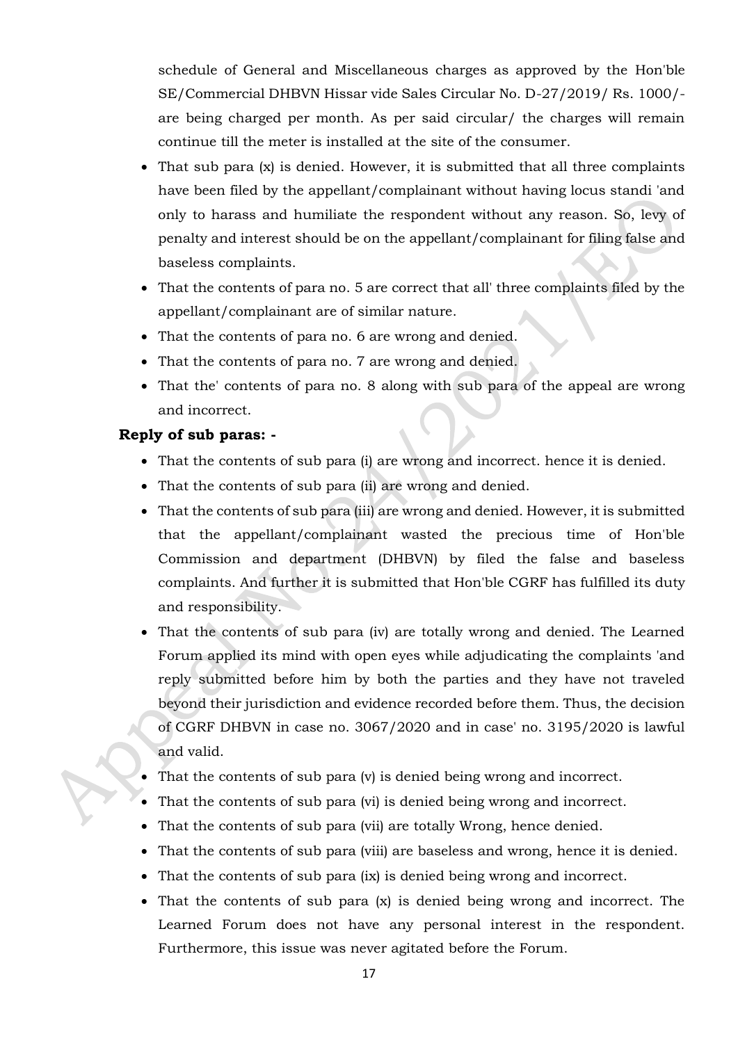schedule of General and Miscellaneous charges as approved by the Hon'ble SE/Commercial DHBVN Hissar vide Sales Circular No. D-27/2019/ Rs. 1000/- are being charged per month. As per said circular/ the charges will remain continue till the meter is installed at the site of the consumer.

- That sub para (x) is denied. However, it is submitted that all three complaints have been filed by the appellant/complainant without having locus standi 'and only to harass and humiliate the respondent without any reason. So, levy of penalty and interest should be on the appellant/complainant for filing false and baseless complaints.
- That the contents of para no. 5 are correct that all' three complaints filed by the appellant/complainant are of similar nature.
- That the contents of para no. 6 are wrong and denied.
- That the contents of para no. 7 are wrong and denied.
- That the' contents of para no. 8 along with sub para of the appeal are wrong and incorrect.

**Reply of sub paras: -**

- That the contents of sub para (i) are wrong and incorrect. hence it is denied.
- That the contents of sub para (ii) are wrong and denied.
- That the contents of sub para (iii) are wrong and denied. However, it is submitted that the appellant/complainant wasted the precious time of Hon'ble Commission and department (DHBVN) by filed the false and baseless complaints. And further it is submitted that Hon'ble CGRF has fulfilled its duty and responsibility.
- That the contents of sub para (iv) are totally wrong and denied. The Learned Forum applied its mind with open eyes while adjudicating the complaints 'and reply submitted before him by both the parties and they have not traveled beyond their jurisdiction and evidence recorded before them. Thus, the decision of CGRF DHBVN in case no. 3067/2020 and in case' no. 3195/2020 is lawful and valid.
- That the contents of sub para (v) is denied being wrong and incorrect.
- That the contents of sub para (vi) is denied being wrong and incorrect.
- That the contents of sub para (vii) are totally Wrong, hence denied.
- That the contents of sub para (viii) are baseless and wrong, hence it is denied.
- That the contents of sub para (ix) is denied being wrong and incorrect.
- That the contents of sub para (x) is denied being wrong and incorrect. The Learned Forum does not have any personal interest in the respondent. Furthermore, this issue was never agitated before the Forum.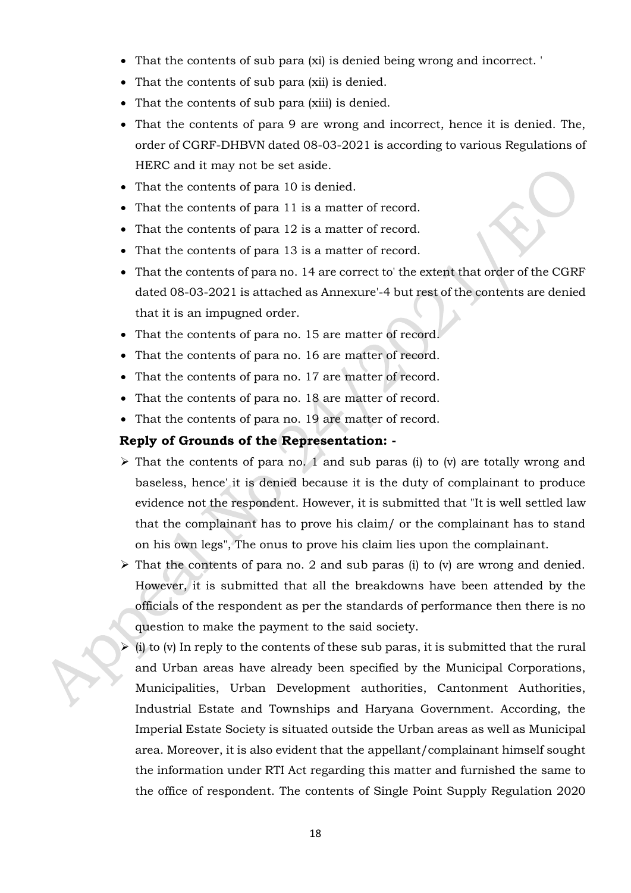- That the contents of sub para (xi) is denied being wrong and incorrect. '
- That the contents of sub para (xii) is denied.
- That the contents of sub para (xiii) is denied.
- That the contents of para 9 are wrong and incorrect, hence it is denied. The, order of CGRF-DHBVN dated 08-03-2021 is according to various Regulations of HERC and it may not be set aside.
- That the contents of para 10 is denied.
- That the contents of para 11 is a matter of record.
- That the contents of para 12 is a matter of record.
- That the contents of para 13 is a matter of record.
- That the contents of para no. 14 are correct to' the extent that order of the CGRF dated 08-03-2021 is attached as Annexure'-4 but rest of the contents are denied that it is an impugned order.
- That the contents of para no. 15 are matter of record.
- That the contents of para no. 16 are matter of record.
- That the contents of para no. 17 are matter of record.
- That the contents of para no. 18 are matter of record.
- That the contents of para no. 19 are matter of record.

**Reply of Grounds of the Representation: -**

- That the contents of para no. 1 and sub paras (i) to (v) are totally wrong and baseless, hence' it is denied because it is the duty of complainant to produce evidence not the respondent. However, it is submitted that "It is well settled law that the complainant has to prove his claim/ or the complainant has to stand on his own legs", The onus to prove his claim lies upon the complainant.
- That the contents of para no. 2 and sub paras (i) to (v) are wrong and denied. However, it is submitted that all the breakdowns have been attended by the officials of the respondent as per the standards of performance then there is no question to make the payment to the said society.
- (i) to (v) In reply to the contents of these sub paras, it is submitted that the rural and Urban areas have already been specified by the Municipal Corporations, Municipalities, Urban Development authorities, Cantonment Authorities, Industrial Estate and Townships and Haryana Government. According, the Imperial Estate Society is situated outside the Urban areas as well as Municipal area. Moreover, it is also evident that the appellant/complainant himself sought the information under RTI Act regarding this matter and furnished the same to the office of respondent. The contents of Single Point Supply Regulation 2020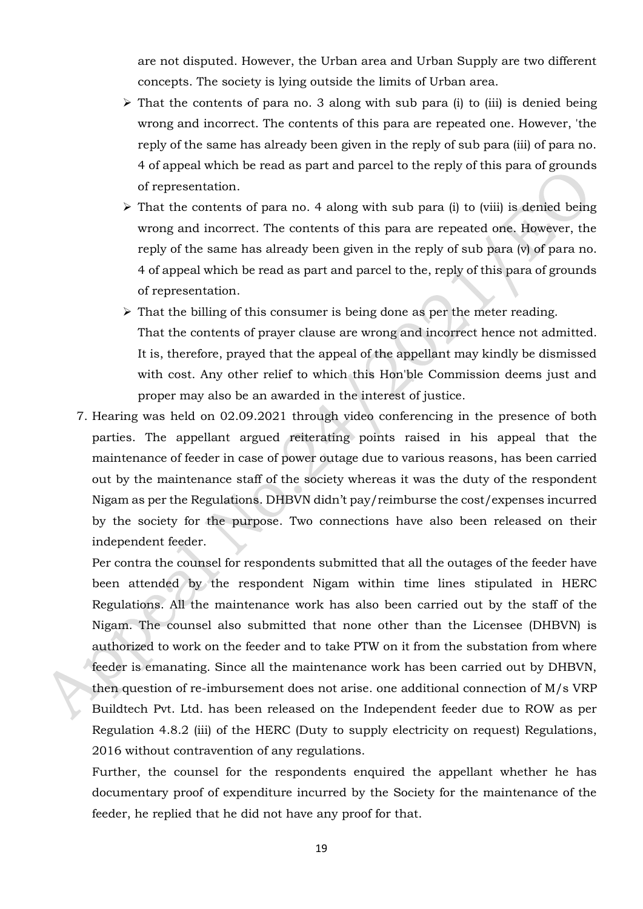are not disputed. However, the Urban area and Urban Supply are two different concepts. The society is lying outside the limits of Urban area.

- That the contents of para no. 3 along with sub para (i) to (iii) is denied being wrong and incorrect. The contents of this para are repeated one. However, 'the reply of the same has already been given in the reply of sub para (iii) of para no. 4 of appeal which be read as part and parcel to the reply of this para of grounds of representation.
- That the contents of para no. 4 along with sub para (i) to (viii) is denied being wrong and incorrect. The contents of this para are repeated one. However, the reply of the same has already been given in the reply of sub para (v) of para no. 4 of appeal which be read as part and parcel to the, reply of this para of grounds of representation.
- That the billing of this consumer is being done as per the meter reading.

  That the contents of prayer clause are wrong and incorrect hence not admitted. It is, therefore, prayed that the appeal of the appellant may kindly be dismissed with cost. Any other relief to which this Hon'ble Commission deems just and proper may also be an awarded in the interest of justice.

7. Hearing was held on 02.09.2021 through video conferencing in the presence of both parties. The appellant argued reiterating points raised in his appeal that the maintenance of feeder in case of power outage due to various reasons, has been carried out by the maintenance staff of the society whereas it was the duty of the respondent Nigam as per the Regulations. DHBVN didn't pay/reimburse the cost/expenses incurred by the society for the purpose. Two connections have also been released on their independent feeder.

   Per contra the counsel for respondents submitted that all the outages of the feeder have been attended by the respondent Nigam within time lines stipulated in HERC Regulations. All the maintenance work has also been carried out by the staff of the Nigam. The counsel also submitted that none other than the Licensee (DHBVN) is authorized to work on the feeder and to take PTW on it from the substation from where feeder is emanating. Since all the maintenance work has been carried out by DHBVN, then question of re-imbursement does not arise. one additional connection of M/s VRP Buildtech Pvt. Ltd. has been released on the Independent feeder due to ROW as per Regulation 4.8.2 (iii) of the HERC (Duty to supply electricity on request) Regulations, 2016 without contravention of any regulations.

   Further, the counsel for the respondents enquired the appellant whether he has documentary proof of expenditure incurred by the Society for the maintenance of the feeder, he replied that he did not have any proof for that.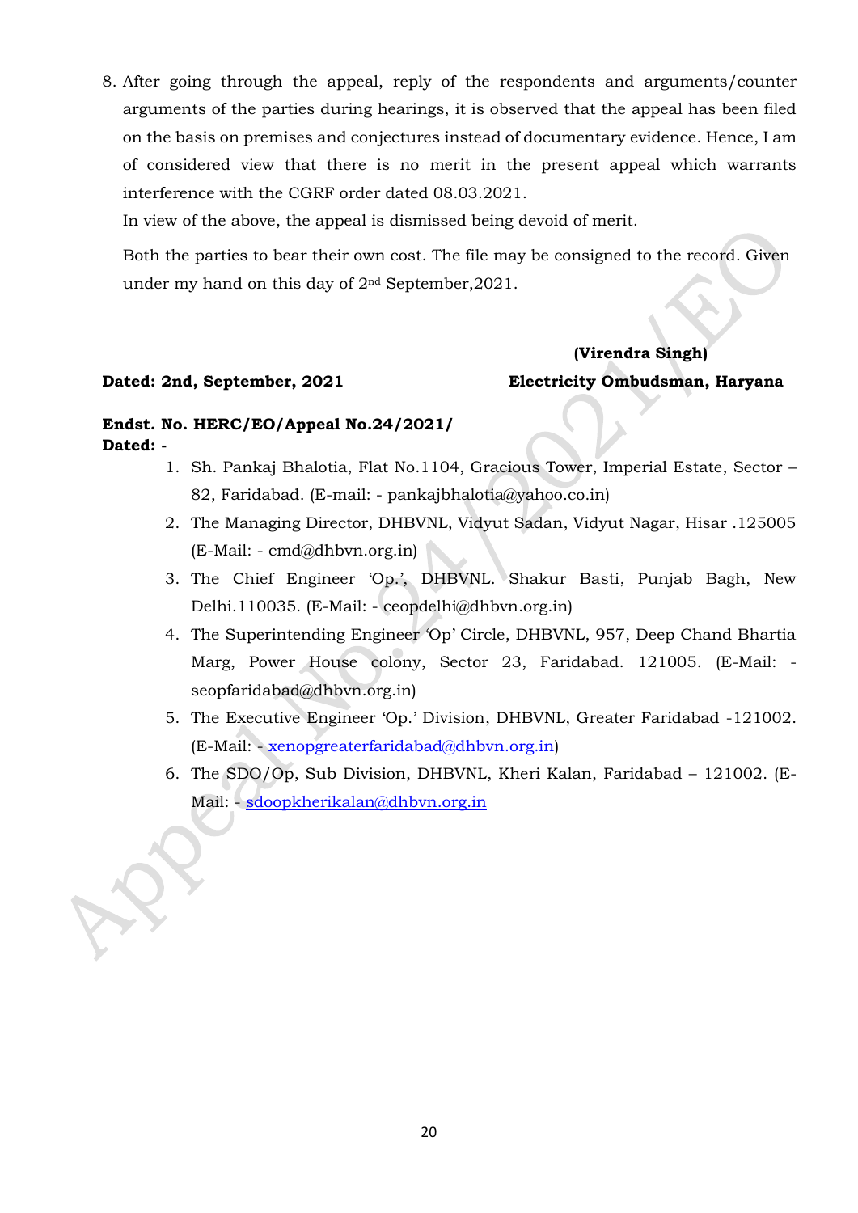8. After going through the appeal, reply of the respondents and arguments/counter arguments of the parties during hearings, it is observed that the appeal has been filed on the basis on premises and conjectures instead of documentary evidence. Hence, I am of considered view that there is no merit in the present appeal which warrants interference with the CGRF order dated 08.03.2021.

   In view of the above, the appeal is dismissed being devoid of merit.

   Both the parties to bear their own cost. The file may be consigned to the record. Given under my hand on this day of 2nd September,2021.

**(Virendra Singh)**

**Dated: 2nd, September, 2021** **Electricity Ombudsman, Haryana**

**Endst. No. HERC/EO/Appeal No.24/2021/**
**Dated: -**

1. Sh. Pankaj Bhalotia, Flat No.1104, Gracious Tower, Imperial Estate, Sector – 82, Faridabad. (E-mail: - pankajbhalotia@yahoo.co.in)
2. The Managing Director, DHBVNL, Vidyut Sadan, Vidyut Nagar, Hisar .125005 (E-Mail: - cmd@dhbvn.org.in)
3. The Chief Engineer 'Op.', DHBVNL. Shakur Basti, Punjab Bagh, New Delhi.110035. (E-Mail: - ceopdelhi@dhbvn.org.in)
4. The Superintending Engineer 'Op' Circle, DHBVNL, 957, Deep Chand Bhartia Marg, Power House colony, Sector 23, Faridabad. 121005. (E-Mail: - seopfaridabad@dhbvn.org.in)
5. The Executive Engineer 'Op.' Division, DHBVNL, Greater Faridabad -121002. (E-Mail: - xenopgreaterfaridabad@dhbvn.org.in)
6. The SDO/Op, Sub Division, DHBVNL, Kheri Kalan, Faridabad – 121002. (E-Mail: - sdoopkherikalan@dhbvn.org.in